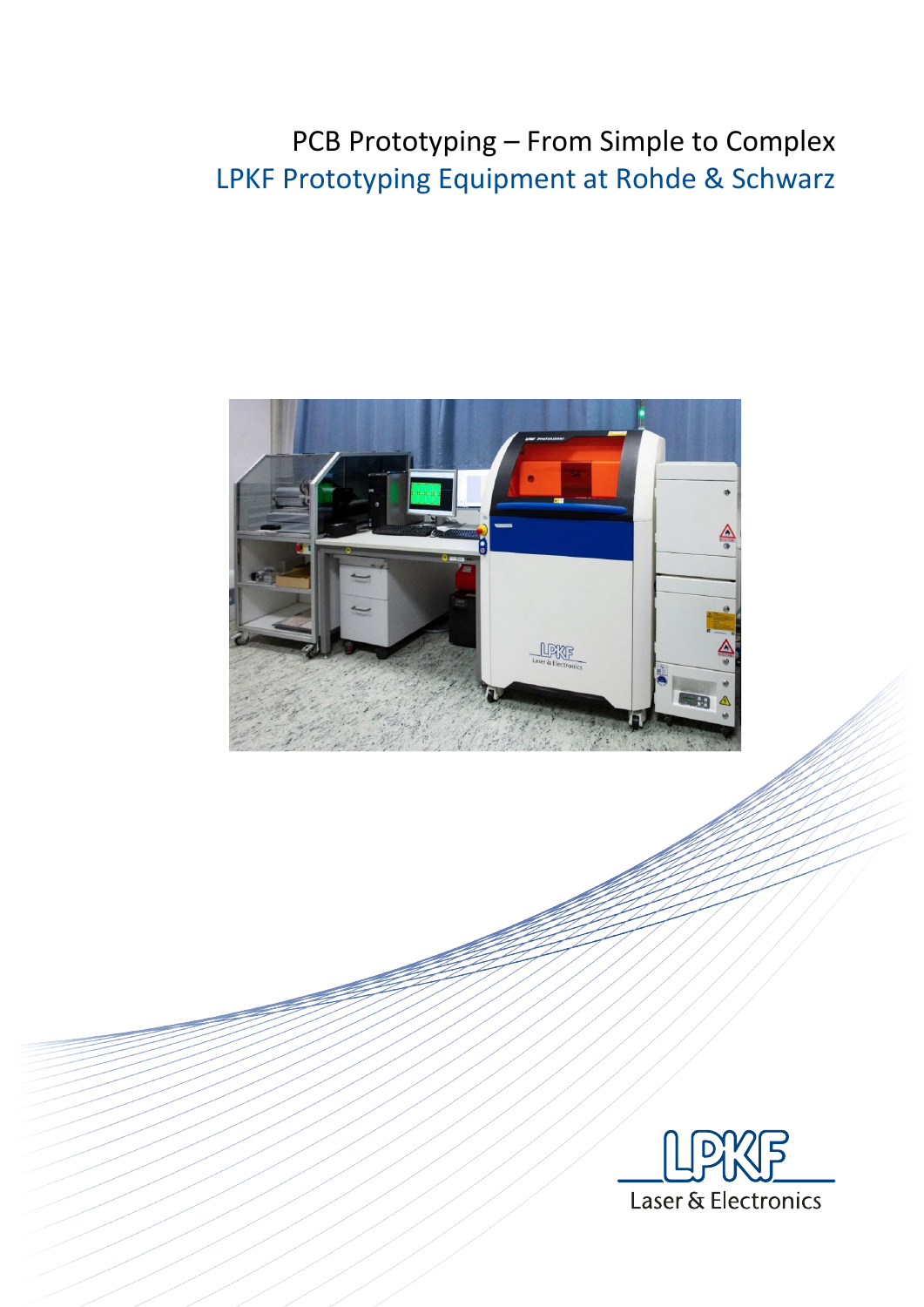# PCB Prototyping – From Simple to Complex

## LPKF Prototyping Equipment at Rohde & Schwarz

LPKF Laser & Electronics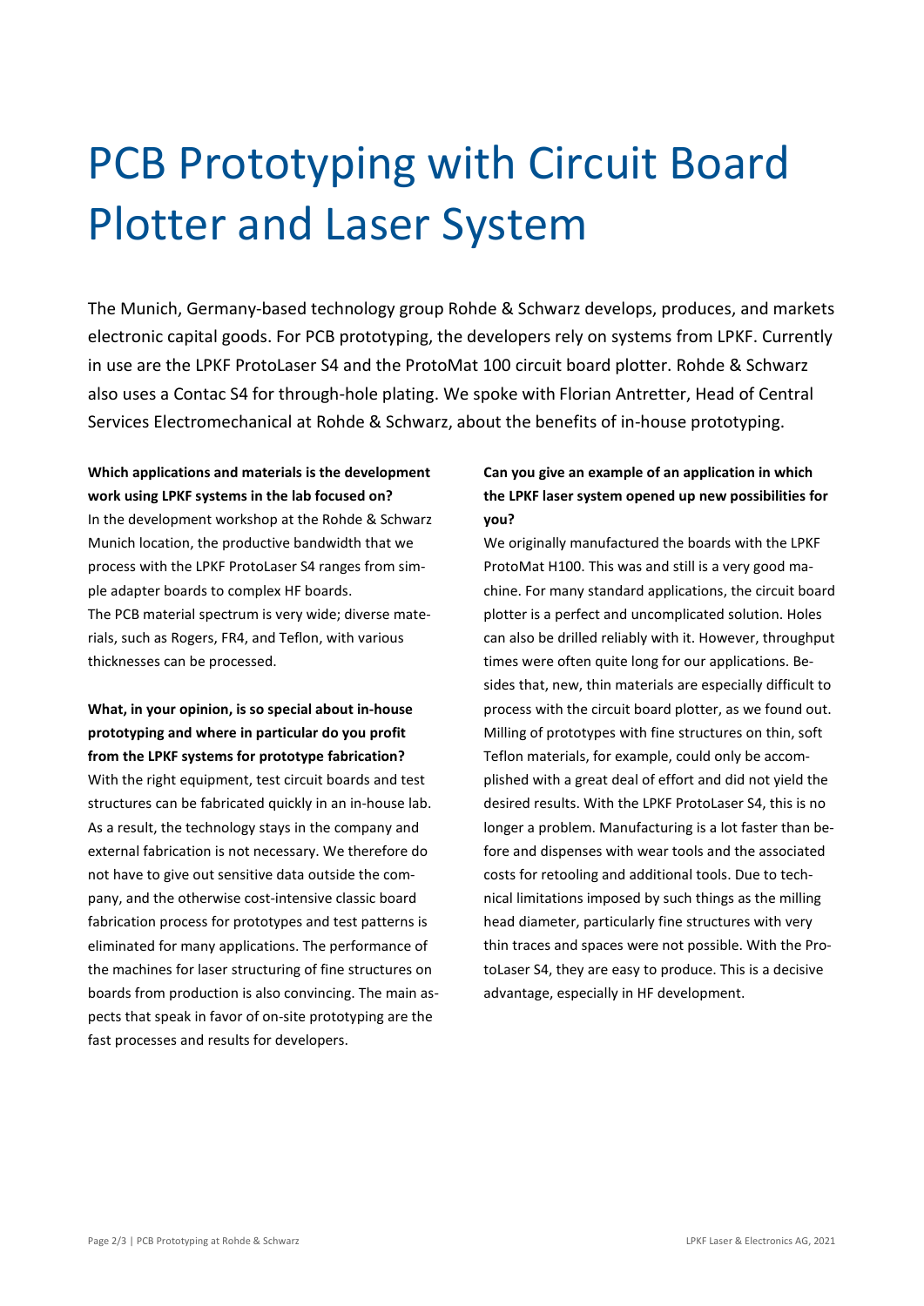# PCB Prototyping with Circuit Board Plotter and Laser System

The Munich, Germany-based technology group Rohde & Schwarz develops, produces, and markets electronic capital goods. For PCB prototyping, the developers rely on systems from LPKF. Currently in use are the LPKF ProtoLaser S4 and the ProtoMat 100 circuit board plotter. Rohde & Schwarz also uses a Contac S4 for through-hole plating. We spoke with Florian Antretter, Head of Central Services Electromechanical at Rohde & Schwarz, about the benefits of in-house prototyping.

**Which applications and materials is the development work using LPKF systems in the lab focused on?**
In the development workshop at the Rohde & Schwarz Munich location, the productive bandwidth that we process with the LPKF ProtoLaser S4 ranges from simple adapter boards to complex HF boards.
The PCB material spectrum is very wide; diverse materials, such as Rogers, FR4, and Teflon, with various thicknesses can be processed.

**What, in your opinion, is so special about in-house prototyping and where in particular do you profit from the LPKF systems for prototype fabrication?**
With the right equipment, test circuit boards and test structures can be fabricated quickly in an in-house lab. As a result, the technology stays in the company and external fabrication is not necessary. We therefore do not have to give out sensitive data outside the company, and the otherwise cost-intensive classic board fabrication process for prototypes and test patterns is eliminated for many applications. The performance of the machines for laser structuring of fine structures on boards from production is also convincing. The main aspects that speak in favor of on-site prototyping are the fast processes and results for developers.

**Can you give an example of an application in which the LPKF laser system opened up new possibilities for you?**
We originally manufactured the boards with the LPKF ProtoMat H100. This was and still is a very good machine. For many standard applications, the circuit board plotter is a perfect and uncomplicated solution. Holes can also be drilled reliably with it. However, throughput times were often quite long for our applications. Besides that, new, thin materials are especially difficult to process with the circuit board plotter, as we found out. Milling of prototypes with fine structures on thin, soft Teflon materials, for example, could only be accomplished with a great deal of effort and did not yield the desired results. With the LPKF ProtoLaser S4, this is no longer a problem. Manufacturing is a lot faster than before and dispenses with wear tools and the associated costs for retooling and additional tools. Due to technical limitations imposed by such things as the milling head diameter, particularly fine structures with very thin traces and spaces were not possible. With the ProtoLaser S4, they are easy to produce. This is a decisive advantage, especially in HF development.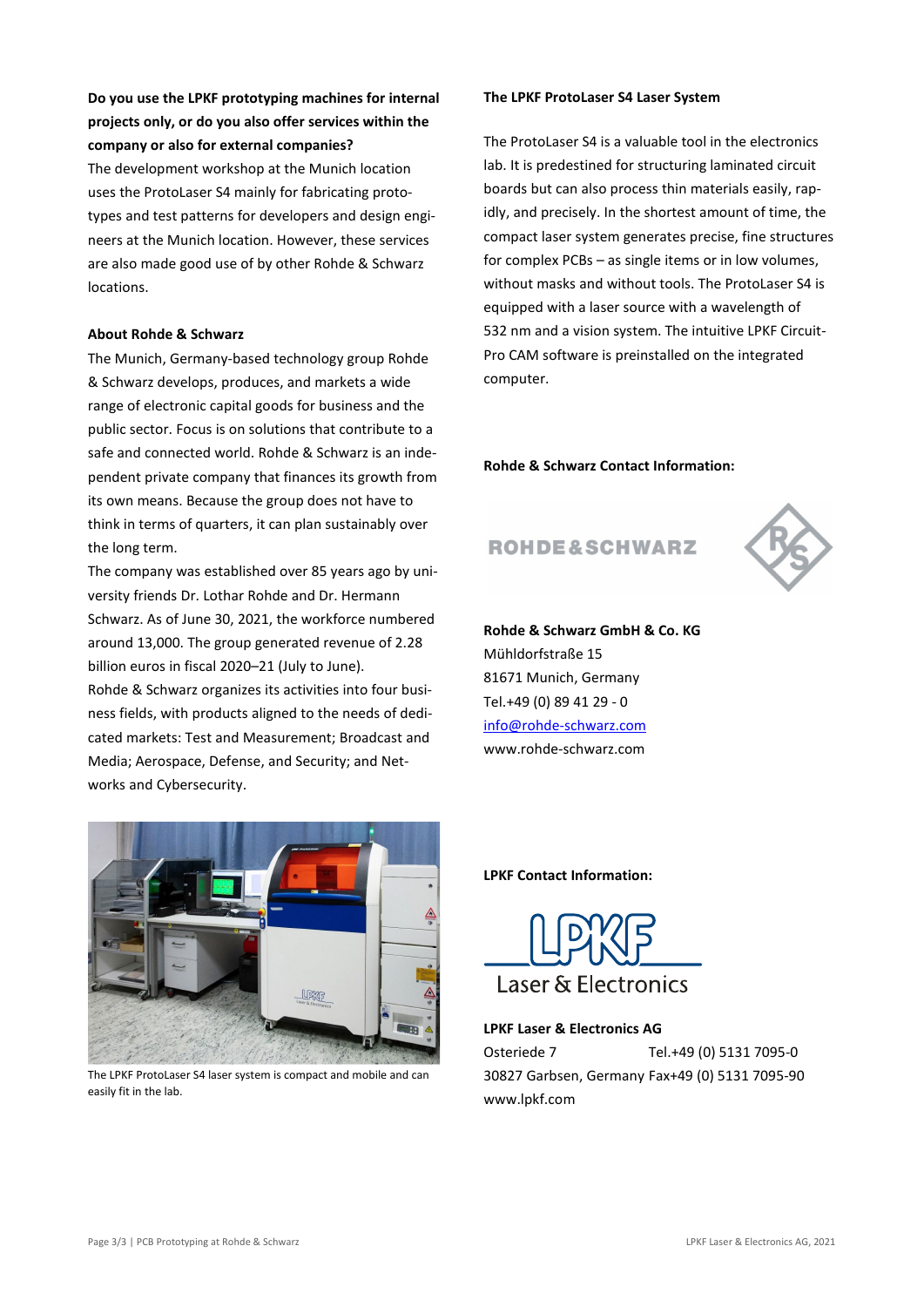**Do you use the LPKF prototyping machines for internal projects only, or do you also offer services within the company or also for external companies?**

The development workshop at the Munich location uses the ProtoLaser S4 mainly for fabricating prototypes and test patterns for developers and design engineers at the Munich location. However, these services are also made good use of by other Rohde & Schwarz locations.

### About Rohde & Schwarz

The Munich, Germany-based technology group Rohde & Schwarz develops, produces, and markets a wide range of electronic capital goods for business and the public sector. Focus is on solutions that contribute to a safe and connected world. Rohde & Schwarz is an independent private company that finances its growth from its own means. Because the group does not have to think in terms of quarters, it can plan sustainably over the long term.

The company was established over 85 years ago by university friends Dr. Lothar Rohde and Dr. Hermann Schwarz. As of June 30, 2021, the workforce numbered around 13,000. The group generated revenue of 2.28 billion euros in fiscal 2020–21 (July to June).

Rohde & Schwarz organizes its activities into four business fields, with products aligned to the needs of dedicated markets: Test and Measurement; Broadcast and Media; Aerospace, Defense, and Security; and Networks and Cybersecurity.

The LPKF ProtoLaser S4 laser system is compact and mobile and can easily fit in the lab.

### The LPKF ProtoLaser S4 Laser System

The ProtoLaser S4 is a valuable tool in the electronics lab. It is predestined for structuring laminated circuit boards but can also process thin materials easily, rapidly, and precisely. In the shortest amount of time, the compact laser system generates precise, fine structures for complex PCBs – as single items or in low volumes, without masks and without tools. The ProtoLaser S4 is equipped with a laser source with a wavelength of 532 nm and a vision system. The intuitive LPKF CircuitPro CAM software is preinstalled on the integrated computer.

### Rohde & Schwarz Contact Information:

ROHDE&SCHWARZ

**Rohde & Schwarz GmbH & Co. KG**
Mühldorfstraße 15
81671 Munich, Germany
Tel.+49 (0) 89 41 29 - 0
info@rohde-schwarz.com
www.rohde-schwarz.com

### LPKF Contact Information:

LPKF Laser & Electronics

**LPKF Laser & Electronics AG**
Osteriede 7
30827 Garbsen, Germany
Tel.+49 (0) 5131 7095-0
Fax+49 (0) 5131 7095-90
www.lpkf.com